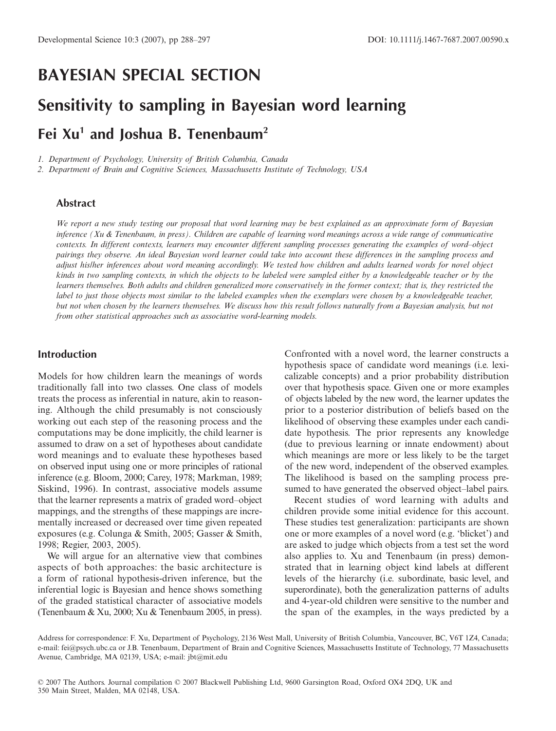# BAYESIAN SPECIAL SECTION

# Sensitivity to sampling in Bayesian word learning

## Fei Xu[1] and Joshua B. Tenenbaum[2]

*1. Department of Psychology, University of British Columbia, Canada*
*2. Department of Brain and Cognitive Sciences, Massachusetts Institute of Technology, USA*

### Abstract

*We report a new study testing our proposal that word learning may be best explained as an approximate form of Bayesian inference (Xu & Tenenbaum, in press). Children are capable of learning word meanings across a wide range of communicative contexts. In different contexts, learners may encounter different sampling processes generating the examples of word–object pairings they observe. An ideal Bayesian word learner could take into account these differences in the sampling process and adjust his/her inferences about word meaning accordingly. We tested how children and adults learned words for novel object kinds in two sampling contexts, in which the objects to be labeled were sampled either by a knowledgeable teacher or by the learners themselves. Both adults and children generalized more conservatively in the former context; that is, they restricted the label to just those objects most similar to the labeled examples when the exemplars were chosen by a knowledgeable teacher, but not when chosen by the learners themselves. We discuss how this result follows naturally from a Bayesian analysis, but not from other statistical approaches such as associative word-learning models.*

## Introduction

Models for how children learn the meanings of words traditionally fall into two classes. One class of models treats the process as inferential in nature, akin to reasoning. Although the child presumably is not consciously working out each step of the reasoning process and the computations may be done implicitly, the child learner is assumed to draw on a set of hypotheses about candidate word meanings and to evaluate these hypotheses based on observed input using one or more principles of rational inference (e.g. Bloom, 2000; Carey, 1978; Markman, 1989; Siskind, 1996). In contrast, associative models assume that the learner represents a matrix of graded word–object mappings, and the strengths of these mappings are incrementally increased or decreased over time given repeated exposures (e.g. Colunga & Smith, 2005; Gasser & Smith, 1998; Regier, 2003, 2005).

We will argue for an alternative view that combines aspects of both approaches: the basic architecture is a form of rational hypothesis-driven inference, but the inferential logic is Bayesian and hence shows something of the graded statistical character of associative models (Tenenbaum & Xu, 2000; Xu & Tenenbaum 2005, in press). Confronted with a novel word, the learner constructs a hypothesis space of candidate word meanings (i.e. lexicalizable concepts) and a prior probability distribution over that hypothesis space. Given one or more examples of objects labeled by the new word, the learner updates the prior to a posterior distribution of beliefs based on the likelihood of observing these examples under each candidate hypothesis. The prior represents any knowledge (due to previous learning or innate endowment) about which meanings are more or less likely to be the target of the new word, independent of the observed examples. The likelihood is based on the sampling process presumed to have generated the observed object–label pairs.

Recent studies of word learning with adults and children provide some initial evidence for this account. These studies test generalization: participants are shown one or more examples of a novel word (e.g. 'blicket') and are asked to judge which objects from a test set the word also applies to. Xu and Tenenbaum (in press) demonstrated that in learning object kind labels at different levels of the hierarchy (i.e. subordinate, basic level, and superordinate), both the generalization patterns of adults and 4-year-old children were sensitive to the number and the span of the examples, in the ways predicted by a

Address for correspondence: F. Xu, Department of Psychology, 2136 West Mall, University of British Columbia, Vancouver, BC, V6T 1Z4, Canada; e-mail: fei@psych.ubc.ca or J.B. Tenenbaum, Department of Brain and Cognitive Sciences, Massachusetts Institute of Technology, 77 Massachusetts Avenue, Cambridge, MA 02139, USA; e-mail: jbt@mit.edu

© 2007 The Authors. Journal compilation © 2007 Blackwell Publishing Ltd, 9600 Garsington Road, Oxford OX4 2DQ, UK and 350 Main Street, Malden, MA 02148, USA.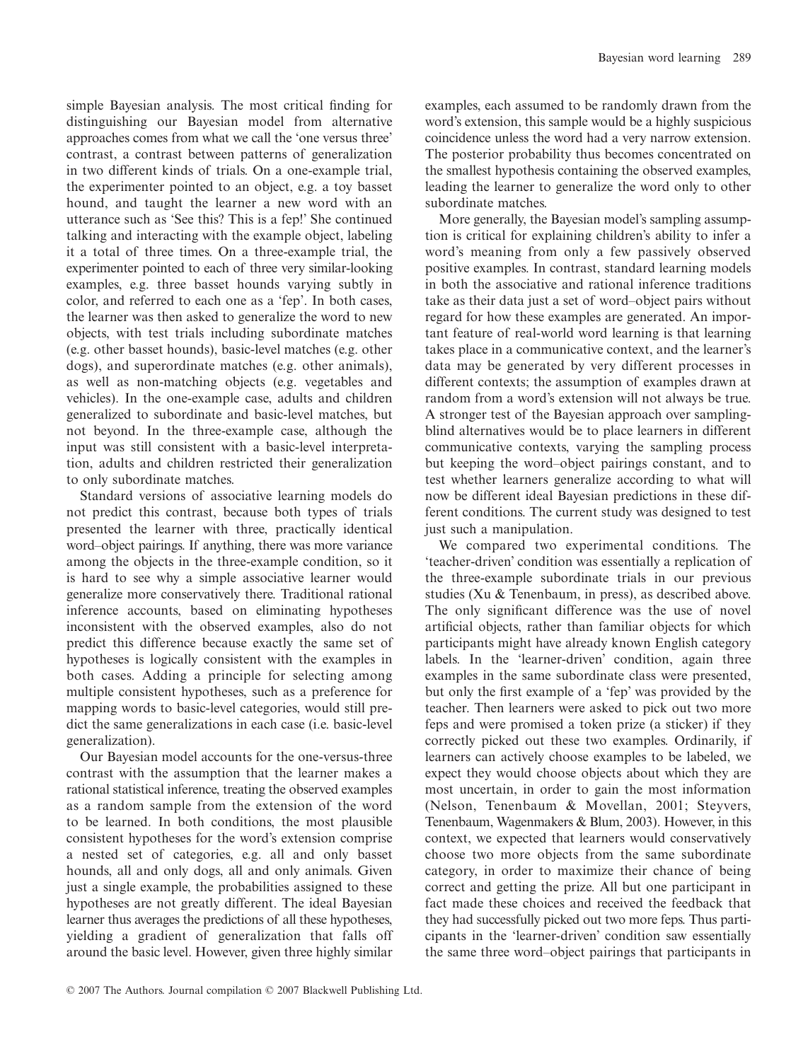simple Bayesian analysis. The most critical finding for distinguishing our Bayesian model from alternative approaches comes from what we call the 'one versus three' contrast, a contrast between patterns of generalization in two different kinds of trials. On a one-example trial, the experimenter pointed to an object, e.g. a toy basset hound, and taught the learner a new word with an utterance such as 'See this? This is a fep!' She continued talking and interacting with the example object, labeling it a total of three times. On a three-example trial, the experimenter pointed to each of three very similar-looking examples, e.g. three basset hounds varying subtly in color, and referred to each one as a 'fep'. In both cases, the learner was then asked to generalize the word to new objects, with test trials including subordinate matches (e.g. other basset hounds), basic-level matches (e.g. other dogs), and superordinate matches (e.g. other animals), as well as non-matching objects (e.g. vegetables and vehicles). In the one-example case, adults and children generalized to subordinate and basic-level matches, but not beyond. In the three-example case, although the input was still consistent with a basic-level interpretation, adults and children restricted their generalization to only subordinate matches.

Standard versions of associative learning models do not predict this contrast, because both types of trials presented the learner with three, practically identical word–object pairings. If anything, there was more variance among the objects in the three-example condition, so it is hard to see why a simple associative learner would generalize more conservatively there. Traditional rational inference accounts, based on eliminating hypotheses inconsistent with the observed examples, also do not predict this difference because exactly the same set of hypotheses is logically consistent with the examples in both cases. Adding a principle for selecting among multiple consistent hypotheses, such as a preference for mapping words to basic-level categories, would still predict the same generalizations in each case (i.e. basic-level generalization).

Our Bayesian model accounts for the one-versus-three contrast with the assumption that the learner makes a rational statistical inference, treating the observed examples as a random sample from the extension of the word to be learned. In both conditions, the most plausible consistent hypotheses for the word's extension comprise a nested set of categories, e.g. all and only basset hounds, all and only dogs, all and only animals. Given just a single example, the probabilities assigned to these hypotheses are not greatly different. The ideal Bayesian learner thus averages the predictions of all these hypotheses, yielding a gradient of generalization that falls off around the basic level. However, given three highly similar examples, each assumed to be randomly drawn from the word's extension, this sample would be a highly suspicious coincidence unless the word had a very narrow extension. The posterior probability thus becomes concentrated on the smallest hypothesis containing the observed examples, leading the learner to generalize the word only to other subordinate matches.

More generally, the Bayesian model's sampling assumption is critical for explaining children's ability to infer a word's meaning from only a few passively observed positive examples. In contrast, standard learning models in both the associative and rational inference traditions take as their data just a set of word–object pairs without regard for how these examples are generated. An important feature of real-world word learning is that learning takes place in a communicative context, and the learner's data may be generated by very different processes in different contexts; the assumption of examples drawn at random from a word's extension will not always be true. A stronger test of the Bayesian approach over sampling-blind alternatives would be to place learners in different communicative contexts, varying the sampling process but keeping the word–object pairings constant, and to test whether learners generalize according to what will now be different ideal Bayesian predictions in these different conditions. The current study was designed to test just such a manipulation.

We compared two experimental conditions. The 'teacher-driven' condition was essentially a replication of the three-example subordinate trials in our previous studies (Xu & Tenenbaum, in press), as described above. The only significant difference was the use of novel artificial objects, rather than familiar objects for which participants might have already known English category labels. In the 'learner-driven' condition, again three examples in the same subordinate class were presented, but only the first example of a 'fep' was provided by the teacher. Then learners were asked to pick out two more feps and were promised a token prize (a sticker) if they correctly picked out these two examples. Ordinarily, if learners can actively choose examples to be labeled, we expect they would choose objects about which they are most uncertain, in order to gain the most information (Nelson, Tenenbaum & Movellan, 2001; Steyvers, Tenenbaum, Wagenmakers & Blum, 2003). However, in this context, we expected that learners would conservatively choose two more objects from the same subordinate category, in order to maximize their chance of being correct and getting the prize. All but one participant in fact made these choices and received the feedback that they had successfully picked out two more feps. Thus participants in the 'learner-driven' condition saw essentially the same three word–object pairings that participants in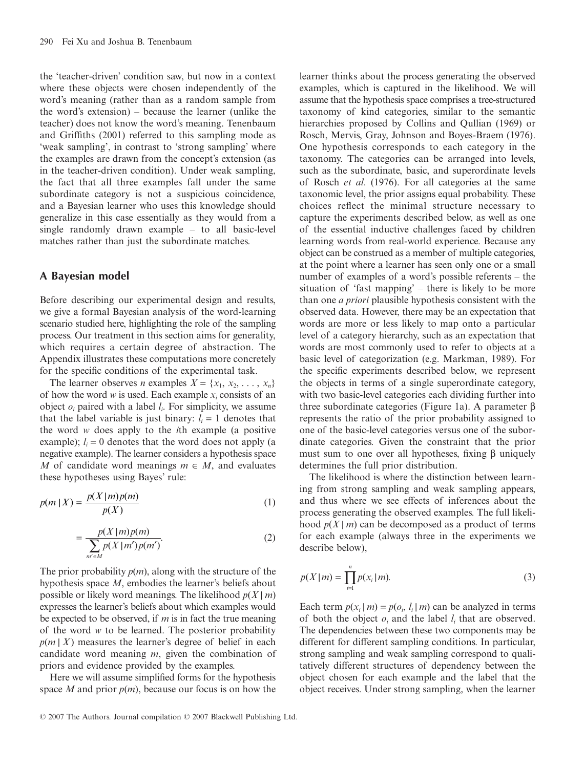the 'teacher-driven' condition saw, but now in a context where these objects were chosen independently of the word's meaning (rather than as a random sample from the word's extension) – because the learner (unlike the teacher) does not know the word's meaning. Tenenbaum and Griffiths (2001) referred to this sampling mode as 'weak sampling', in contrast to 'strong sampling' where the examples are drawn from the concept's extension (as in the teacher-driven condition). Under weak sampling, the fact that all three examples fall under the same subordinate category is not a suspicious coincidence, and a Bayesian learner who uses this knowledge should generalize in this case essentially as they would from a single randomly drawn example – to all basic-level matches rather than just the subordinate matches.

## A Bayesian model

Before describing our experimental design and results, we give a formal Bayesian analysis of the word-learning scenario studied here, highlighting the role of the sampling process. Our treatment in this section aims for generality, which requires a certain degree of abstraction. The Appendix illustrates these computations more concretely for the specific conditions of the experimental task.

The learner observes $n$ examples $X = \{x_1, x_2, \ldots, x_n\}$ of how the word $w$ is used. Each example $x_i$ consists of an object $o_i$ paired with a label $l_i$. For simplicity, we assume that the label variable is just binary: $l_i = 1$ denotes that the word $w$ does apply to the $i$th example (a positive example); $l_i = 0$ denotes that the word does not apply (a negative example). The learner considers a hypothesis space $M$ of candidate word meanings $m \in M$, and evaluates these hypotheses using Bayes' rule:

$$p(m \mid X) = \frac{p(X \mid m)p(m)}{p(X)} \tag{1}$$

$$= \frac{p(X \mid m)p(m)}{\sum_{m' \in M} p(X \mid m')p(m')}. \tag{2}$$

The prior probability $p(m)$, along with the structure of the hypothesis space $M$, embodies the learner's beliefs about possible or likely word meanings. The likelihood $p(X \mid m)$ expresses the learner's beliefs about which examples would be expected to be observed, if $m$ is in fact the true meaning of the word $w$ to be learned. The posterior probability $p(m \mid X)$ measures the learner's degree of belief in each candidate word meaning $m$, given the combination of priors and evidence provided by the examples.

Here we will assume simplified forms for the hypothesis space $M$ and prior $p(m)$, because our focus is on how the learner thinks about the process generating the observed examples, which is captured in the likelihood. We will assume that the hypothesis space comprises a tree-structured taxonomy of kind categories, similar to the semantic hierarchies proposed by Collins and Qullian (1969) or Rosch, Mervis, Gray, Johnson and Boyes-Braem (1976). One hypothesis corresponds to each category in the taxonomy. The categories can be arranged into levels, such as the subordinate, basic, and superordinate levels of Rosch *et al*. (1976). For all categories at the same taxonomic level, the prior assigns equal probability. These choices reflect the minimal structure necessary to capture the experiments described below, as well as one of the essential inductive challenges faced by children learning words from real-world experience. Because any object can be construed as a member of multiple categories, at the point where a learner has seen only one or a small number of examples of a word's possible referents – the situation of 'fast mapping' – there is likely to be more than one *a priori* plausible hypothesis consistent with the observed data. However, there may be an expectation that words are more or less likely to map onto a particular level of a category hierarchy, such as an expectation that words are most commonly used to refer to objects at a basic level of categorization (e.g. Markman, 1989). For the specific experiments described below, we represent the objects in terms of a single superordinate category, with two basic-level categories each dividing further into three subordinate categories (Figure 1a). A parameter $\beta$ represents the ratio of the prior probability assigned to one of the basic-level categories versus one of the subordinate categories. Given the constraint that the prior must sum to one over all hypotheses, fixing $\beta$ uniquely determines the full prior distribution.

The likelihood is where the distinction between learning from strong sampling and weak sampling appears, and thus where we see effects of inferences about the process generating the observed examples. The full likelihood $p(X \mid m)$ can be decomposed as a product of terms for each example (always three in the experiments we describe below),

$$p(X \mid m) = \prod_{i=1}^{n} p(x_i \mid m). \tag{3}$$

Each term $p(x_i \mid m) = p(o_i, l_i \mid m)$ can be analyzed in terms of both the object $o_i$ and the label $l_i$ that are observed. The dependencies between these two components may be different for different sampling conditions. In particular, strong sampling and weak sampling correspond to qualitatively different structures of dependency between the object chosen for each example and the label that the object receives. Under strong sampling, when the learner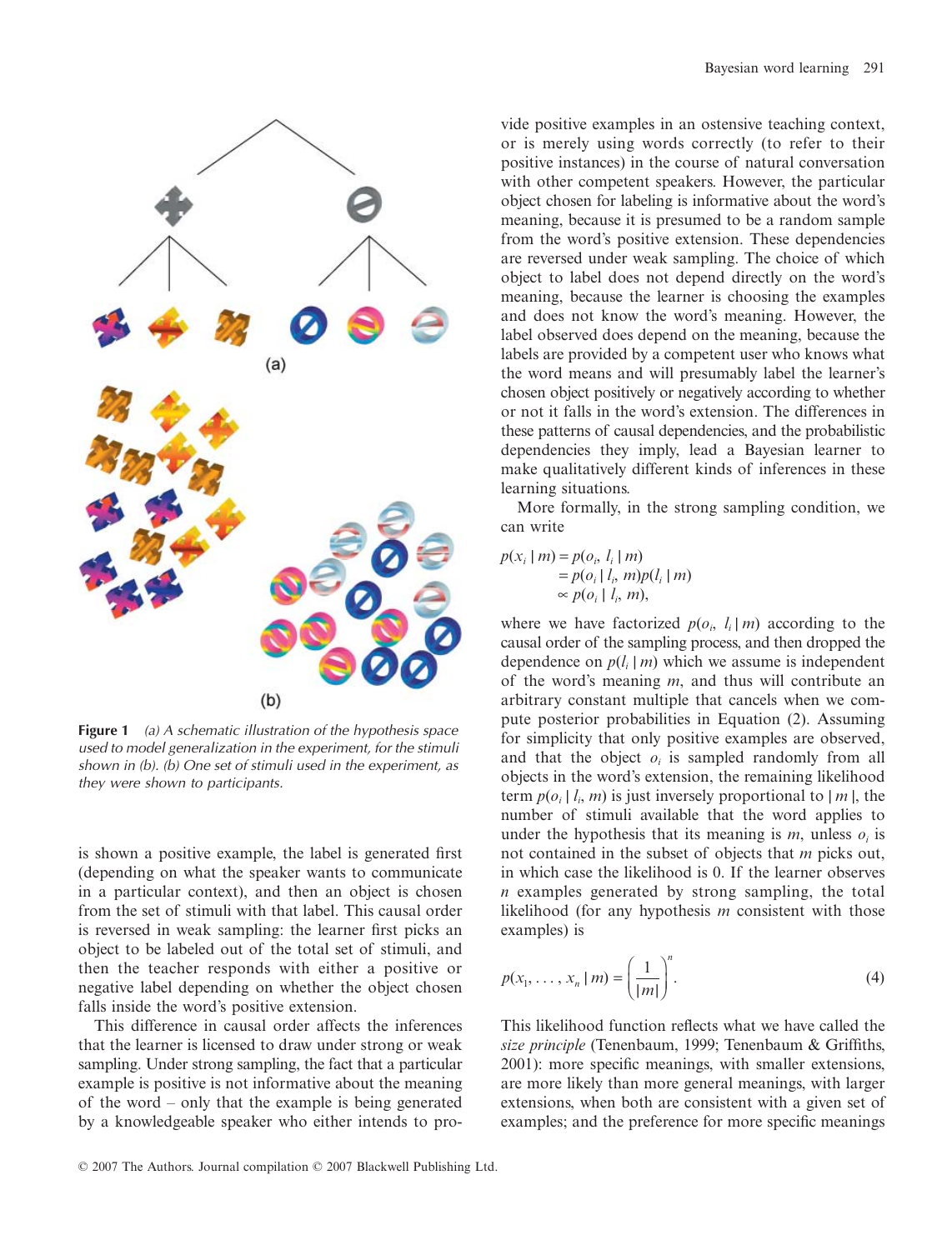**Figure 1** *(a) A schematic illustration of the hypothesis space used to model generalization in the experiment, for the stimuli shown in (b). (b) One set of stimuli used in the experiment, as they were shown to participants.*

is shown a positive example, the label is generated first (depending on what the speaker wants to communicate in a particular context), and then an object is chosen from the set of stimuli with that label. This causal order is reversed in weak sampling: the learner first picks an object to be labeled out of the total set of stimuli, and then the teacher responds with either a positive or negative label depending on whether the object chosen falls inside the word's positive extension.

This difference in causal order affects the inferences that the learner is licensed to draw under strong or weak sampling. Under strong sampling, the fact that a particular example is positive is not informative about the meaning of the word – only that the example is being generated by a knowledgeable speaker who either intends to provide positive examples in an ostensive teaching context, or is merely using words correctly (to refer to their positive instances) in the course of natural conversation with other competent speakers. However, the particular object chosen for labeling is informative about the word's meaning, because it is presumed to be a random sample from the word's positive extension. These dependencies are reversed under weak sampling. The choice of which object to label does not depend directly on the word's meaning, because the learner is choosing the examples and does not know the word's meaning. However, the label observed does depend on the meaning, because the labels are provided by a competent user who knows what the word means and will presumably label the learner's chosen object positively or negatively according to whether or not it falls in the word's extension. The differences in these patterns of causal dependencies, and the probabilistic dependencies they imply, lead a Bayesian learner to make qualitatively different kinds of inferences in these learning situations.

More formally, in the strong sampling condition, we can write

$$
\begin{aligned}
p(x_i \mid m) &= p(o_i, l_i \mid m) \\
&= p(o_i \mid l_i, m) p(l_i \mid m) \\
&\propto p(o_i \mid l_i, m),
\end{aligned}
$$

where we have factorized $p(o_i, l_i \mid m)$ according to the causal order of the sampling process, and then dropped the dependence on $p(l_i \mid m)$ which we assume is independent of the word's meaning $m$, and thus will contribute an arbitrary constant multiple that cancels when we compute posterior probabilities in Equation (2). Assuming for simplicity that only positive examples are observed, and that the object $o_i$ is sampled randomly from all objects in the word's extension, the remaining likelihood term $p(o_i \mid l_i, m)$ is just inversely proportional to $|m|$, the number of stimuli available that the word applies to under the hypothesis that its meaning is $m$, unless $o_i$ is not contained in the subset of objects that $m$ picks out, in which case the likelihood is 0. If the learner observes $n$ examples generated by strong sampling, the total likelihood (for any hypothesis $m$ consistent with those examples) is

$$
p(x_1, \ldots, x_n \mid m) = \left(\frac{1}{|m|}\right)^n. \tag{4}
$$

This likelihood function reflects what we have called the *size principle* (Tenenbaum, 1999; Tenenbaum & Griffiths, 2001): more specific meanings, with smaller extensions, are more likely than more general meanings, with larger extensions, when both are consistent with a given set of examples; and the preference for more specific meanings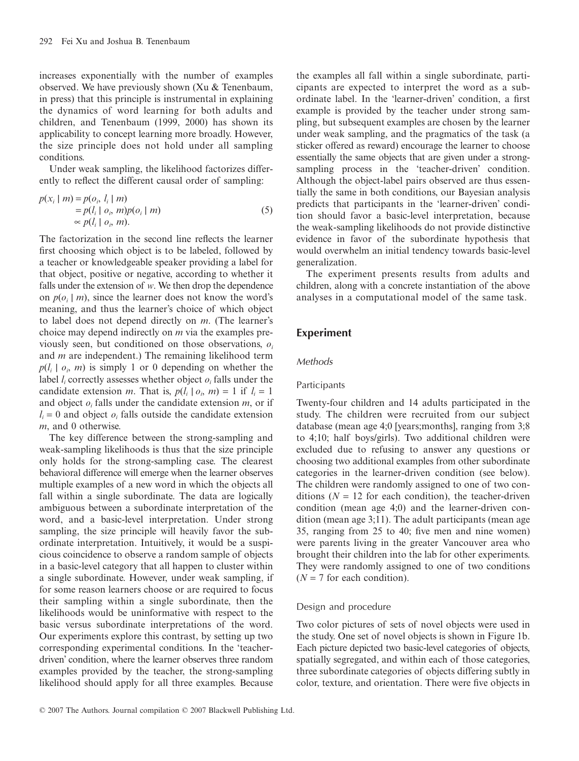increases exponentially with the number of examples observed. We have previously shown (Xu & Tenenbaum, in press) that this principle is instrumental in explaining the dynamics of word learning for both adults and children, and Tenenbaum (1999, 2000) has shown its applicability to concept learning more broadly. However, the size principle does not hold under all sampling conditions.

Under weak sampling, the likelihood factorizes differently to reflect the different causal order of sampling:

$$
\begin{aligned}
p(x_i \mid m) &= p(o_i, l_i \mid m) \\
&= p(l_i \mid o_i, m)p(o_i \mid m) \\
&\propto p(l_i \mid o_i, m).
\end{aligned}
\tag{5}
$$

The factorization in the second line reflects the learner first choosing which object is to be labeled, followed by a teacher or knowledgeable speaker providing a label for that object, positive or negative, according to whether it falls under the extension of $w$. We then drop the dependence on $p(o_i \mid m)$, since the learner does not know the word's meaning, and thus the learner's choice of which object to label does not depend directly on $m$. (The learner's choice may depend indirectly on $m$ via the examples previously seen, but conditioned on those observations, $o_i$ and $m$ are independent.) The remaining likelihood term $p(l_i \mid o_i, m)$ is simply 1 or 0 depending on whether the label $l_i$ correctly assesses whether object $o_i$ falls under the candidate extension $m$. That is, $p(l_i \mid o_i, m) = 1$ if $l_i = 1$ and object $o_i$ falls under the candidate extension $m$, or if $l_i = 0$ and object $o_i$ falls outside the candidate extension $m$, and 0 otherwise.

The key difference between the strong-sampling and weak-sampling likelihoods is thus that the size principle only holds for the strong-sampling case. The clearest behavioral difference will emerge when the learner observes multiple examples of a new word in which the objects all fall within a single subordinate. The data are logically ambiguous between a subordinate interpretation of the word, and a basic-level interpretation. Under strong sampling, the size principle will heavily favor the subordinate interpretation. Intuitively, it would be a suspicious coincidence to observe a random sample of objects in a basic-level category that all happen to cluster within a single subordinate. However, under weak sampling, if for some reason learners choose or are required to focus their sampling within a single subordinate, then the likelihoods would be uninformative with respect to the basic versus subordinate interpretations of the word. Our experiments explore this contrast, by setting up two corresponding experimental conditions. In the 'teacher-driven' condition, where the learner observes three random examples provided by the teacher, the strong-sampling likelihood should apply for all three examples. Because the examples all fall within a single subordinate, participants are expected to interpret the word as a subordinate label. In the 'learner-driven' condition, a first example is provided by the teacher under strong sampling, but subsequent examples are chosen by the learner under weak sampling, and the pragmatics of the task (a sticker offered as reward) encourage the learner to choose essentially the same objects that are given under a strong-sampling process in the 'teacher-driven' condition. Although the object-label pairs observed are thus essentially the same in both conditions, our Bayesian analysis predicts that participants in the 'learner-driven' condition should favor a basic-level interpretation, because the weak-sampling likelihoods do not provide distinctive evidence in favor of the subordinate hypothesis that would overwhelm an initial tendency towards basic-level generalization.

The experiment presents results from adults and children, along with a concrete instantiation of the above analyses in a computational model of the same task.

## Experiment

### Methods

#### Participants

Twenty-four children and 14 adults participated in the study. The children were recruited from our subject database (mean age 4;0 [years;months], ranging from 3;8 to 4;10; half boys/girls). Two additional children were excluded due to refusing to answer any questions or choosing two additional examples from other subordinate categories in the learner-driven condition (see below). The children were randomly assigned to one of two conditions ($N = 12$ for each condition), the teacher-driven condition (mean age 4;0) and the learner-driven condition (mean age 3;11). The adult participants (mean age 35, ranging from 25 to 40; five men and nine women) were parents living in the greater Vancouver area who brought their children into the lab for other experiments. They were randomly assigned to one of two conditions ($N = 7$ for each condition).

#### Design and procedure

Two color pictures of sets of novel objects were used in the study. One set of novel objects is shown in Figure 1b. Each picture depicted two basic-level categories of objects, spatially segregated, and within each of those categories, three subordinate categories of objects differing subtly in color, texture, and orientation. There were five objects in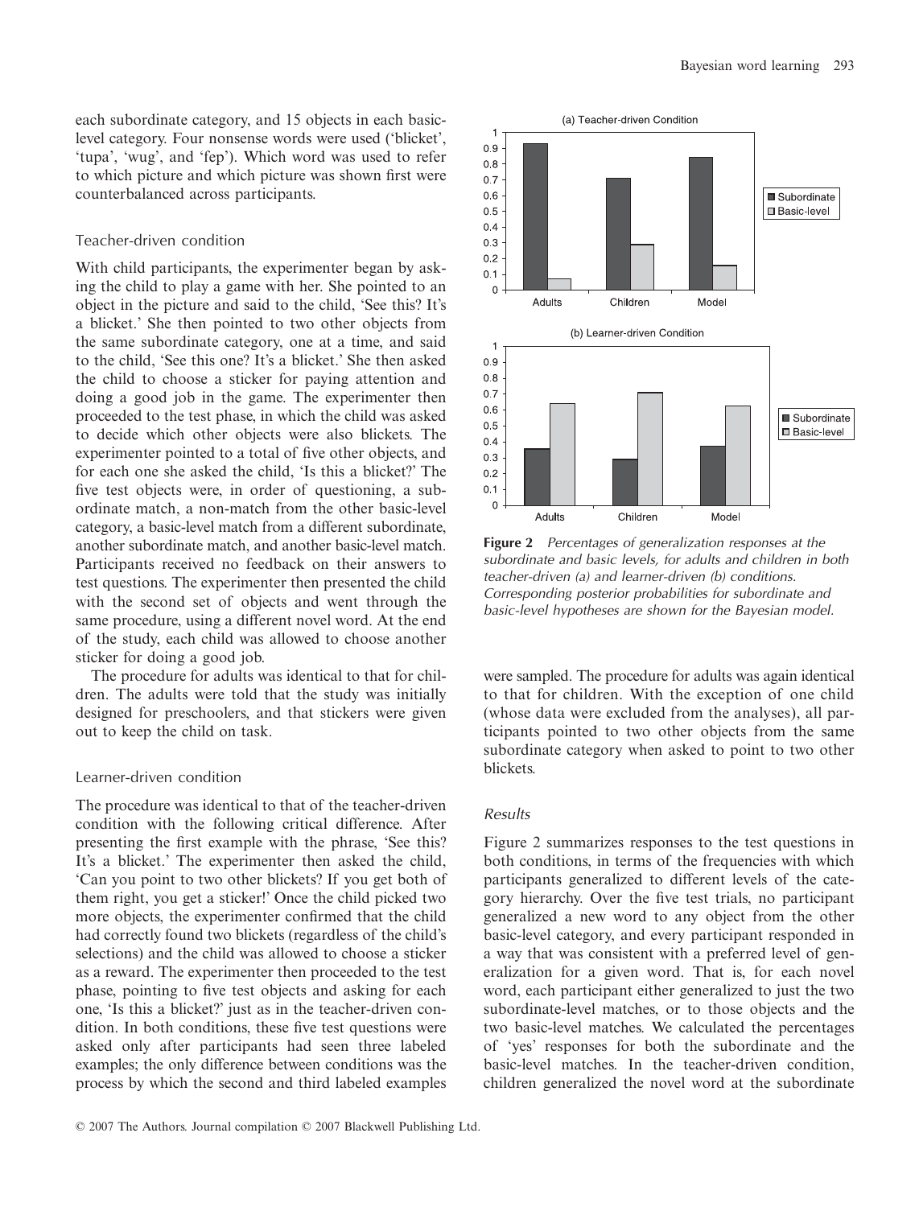each subordinate category, and 15 objects in each basic-level category. Four nonsense words were used ('blicket', 'tupa', 'wug', and 'fep'). Which word was used to refer to which picture and which picture was shown first were counterbalanced across participants.

### Teacher-driven condition

With child participants, the experimenter began by asking the child to play a game with her. She pointed to an object in the picture and said to the child, 'See this? It's a blicket.' She then pointed to two other objects from the same subordinate category, one at a time, and said to the child, 'See this one? It's a blicket.' She then asked the child to choose a sticker for paying attention and doing a good job in the game. The experimenter then proceeded to the test phase, in which the child was asked to decide which other objects were also blickets. The experimenter pointed to a total of five other objects, and for each one she asked the child, 'Is this a blicket?' The five test objects were, in order of questioning, a subordinate match, a non-match from the other basic-level category, a basic-level match from a different subordinate, another subordinate match, and another basic-level match. Participants received no feedback on their answers to test questions. The experimenter then presented the child with the second set of objects and went through the same procedure, using a different novel word. At the end of the study, each child was allowed to choose another sticker for doing a good job.

The procedure for adults was identical to that for children. The adults were told that the study was initially designed for preschoolers, and that stickers were given out to keep the child on task.

### Learner-driven condition

The procedure was identical to that of the teacher-driven condition with the following critical difference. After presenting the first example with the phrase, 'See this? It's a blicket.' The experimenter then asked the child, 'Can you point to two other blickets? If you get both of them right, you get a sticker!' Once the child picked two more objects, the experimenter confirmed that the child had correctly found two blickets (regardless of the child's selections) and the child was allowed to choose a sticker as a reward. The experimenter then proceeded to the test phase, pointing to five test objects and asking for each one, 'Is this a blicket?' just as in the teacher-driven condition. In both conditions, these five test questions were asked only after participants had seen three labeled examples; the only difference between conditions was the process by which the second and third labeled examples were sampled. The procedure for adults was again identical to that for children. With the exception of one child (whose data were excluded from the analyses), all participants pointed to two other objects from the same subordinate category when asked to point to two other blickets.

(a) Teacher-driven Condition

1
0.9
0.8
0.7
0.6
0.5
0.4
0.3
0.2
0.1
0

Adults
Children
Model

Subordinate
Basic-level

(b) Learner-driven Condition

1
0.9
0.8
0.7
0.6
0.5
0.4
0.3
0.2
0.1
0

Adults
Children
Model

Subordinate
Basic-level

**Figure 2** *Percentages of generalization responses at the subordinate and basic levels, for adults and children in both teacher-driven (a) and learner-driven (b) conditions. Corresponding posterior probabilities for subordinate and basic-level hypotheses are shown for the Bayesian model.*

### *Results*

Figure 2 summarizes responses to the test questions in both conditions, in terms of the frequencies with which participants generalized to different levels of the category hierarchy. Over the five test trials, no participant generalized a new word to any object from the other basic-level category, and every participant responded in a way that was consistent with a preferred level of generalization for a given word. That is, for each novel word, each participant either generalized to just the two subordinate-level matches, or to those objects and the two basic-level matches. We calculated the percentages of 'yes' responses for both the subordinate and the basic-level matches. In the teacher-driven condition, children generalized the novel word at the subordinate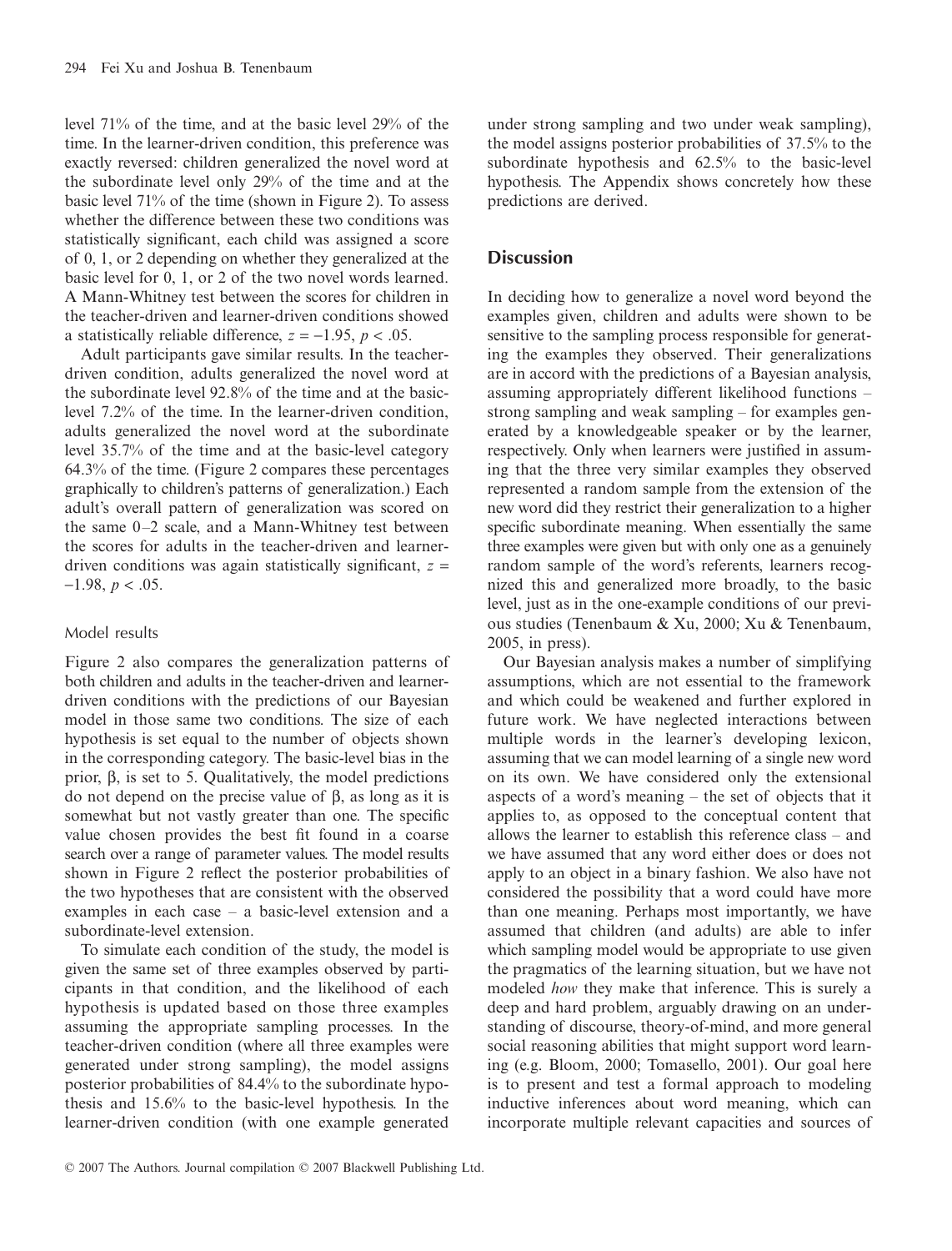level 71% of the time, and at the basic level 29% of the time. In the learner-driven condition, this preference was exactly reversed: children generalized the novel word at the subordinate level only 29% of the time and at the basic level 71% of the time (shown in Figure 2). To assess whether the difference between these two conditions was statistically significant, each child was assigned a score of 0, 1, or 2 depending on whether they generalized at the basic level for 0, 1, or 2 of the two novel words learned. A Mann-Whitney test between the scores for children in the teacher-driven and learner-driven conditions showed a statistically reliable difference, $z = -1.95$, $p < .05$.

Adult participants gave similar results. In the teacher-driven condition, adults generalized the novel word at the subordinate level 92.8% of the time and at the basic-level 7.2% of the time. In the learner-driven condition, adults generalized the novel word at the subordinate level 35.7% of the time and at the basic-level category 64.3% of the time. (Figure 2 compares these percentages graphically to children's patterns of generalization.) Each adult's overall pattern of generalization was scored on the same 0–2 scale, and a Mann-Whitney test between the scores for adults in the teacher-driven and learner-driven conditions was again statistically significant, $z = -1.98$, $p < .05$.

### Model results

Figure 2 also compares the generalization patterns of both children and adults in the teacher-driven and learner-driven conditions with the predictions of our Bayesian model in those same two conditions. The size of each hypothesis is set equal to the number of objects shown in the corresponding category. The basic-level bias in the prior, $\beta$, is set to 5. Qualitatively, the model predictions do not depend on the precise value of $\beta$, as long as it is somewhat but not vastly greater than one. The specific value chosen provides the best fit found in a coarse search over a range of parameter values. The model results shown in Figure 2 reflect the posterior probabilities of the two hypotheses that are consistent with the observed examples in each case – a basic-level extension and a subordinate-level extension.

To simulate each condition of the study, the model is given the same set of three examples observed by participants in that condition, and the likelihood of each hypothesis is updated based on those three examples assuming the appropriate sampling processes. In the teacher-driven condition (where all three examples were generated under strong sampling), the model assigns posterior probabilities of 84.4% to the subordinate hypothesis and 15.6% to the basic-level hypothesis. In the learner-driven condition (with one example generated under strong sampling and two under weak sampling), the model assigns posterior probabilities of 37.5% to the subordinate hypothesis and 62.5% to the basic-level hypothesis. The Appendix shows concretely how these predictions are derived.

## Discussion

In deciding how to generalize a novel word beyond the examples given, children and adults were shown to be sensitive to the sampling process responsible for generating the examples they observed. Their generalizations are in accord with the predictions of a Bayesian analysis, assuming appropriately different likelihood functions – strong sampling and weak sampling – for examples generated by a knowledgeable speaker or by the learner, respectively. Only when learners were justified in assuming that the three very similar examples they observed represented a random sample from the extension of the new word did they restrict their generalization to a higher specific subordinate meaning. When essentially the same three examples were given but with only one as a genuinely random sample of the word's referents, learners recognized this and generalized more broadly, to the basic level, just as in the one-example conditions of our previous studies (Tenenbaum & Xu, 2000; Xu & Tenenbaum, 2005, in press).

Our Bayesian analysis makes a number of simplifying assumptions, which are not essential to the framework and which could be weakened and further explored in future work. We have neglected interactions between multiple words in the learner's developing lexicon, assuming that we can model learning of a single new word on its own. We have considered only the extensional aspects of a word's meaning – the set of objects that it applies to, as opposed to the conceptual content that allows the learner to establish this reference class – and we have assumed that any word either does or does not apply to an object in a binary fashion. We also have not considered the possibility that a word could have more than one meaning. Perhaps most importantly, we have assumed that children (and adults) are able to infer which sampling model would be appropriate to use given the pragmatics of the learning situation, but we have not modeled *how* they make that inference. This is surely a deep and hard problem, arguably drawing on an understanding of discourse, theory-of-mind, and more general social reasoning abilities that might support word learning (e.g. Bloom, 2000; Tomasello, 2001). Our goal here is to present and test a formal approach to modeling inductive inferences about word meaning, which can incorporate multiple relevant capacities and sources of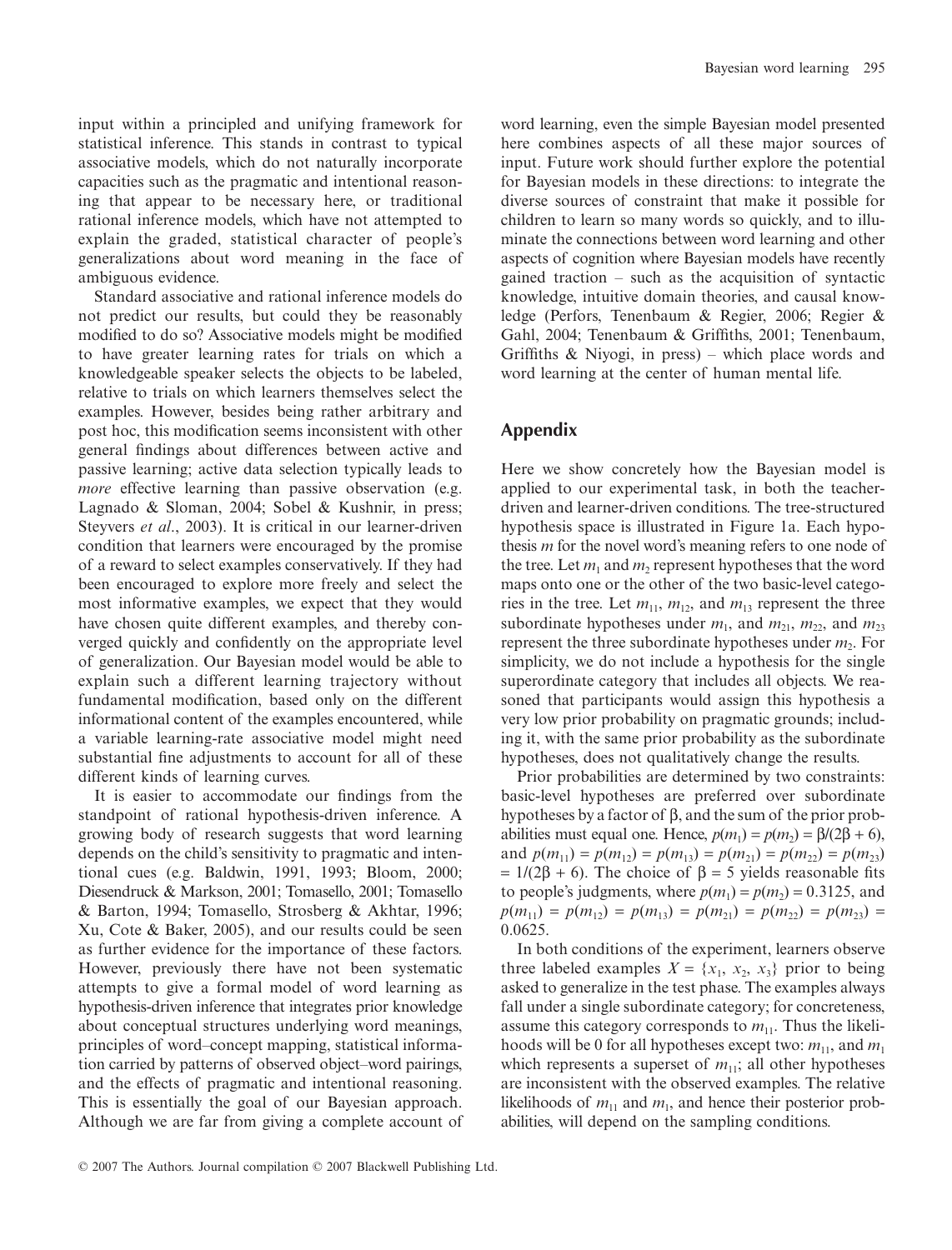input within a principled and unifying framework for statistical inference. This stands in contrast to typical associative models, which do not naturally incorporate capacities such as the pragmatic and intentional reasoning that appear to be necessary here, or traditional rational inference models, which have not attempted to explain the graded, statistical character of people's generalizations about word meaning in the face of ambiguous evidence.

Standard associative and rational inference models do not predict our results, but could they be reasonably modified to do so? Associative models might be modified to have greater learning rates for trials on which a knowledgeable speaker selects the objects to be labeled, relative to trials on which learners themselves select the examples. However, besides being rather arbitrary and post hoc, this modification seems inconsistent with other general findings about differences between active and passive learning; active data selection typically leads to *more* effective learning than passive observation (e.g. Lagnado & Sloman, 2004; Sobel & Kushnir, in press; Steyvers *et al*., 2003). It is critical in our learner-driven condition that learners were encouraged by the promise of a reward to select examples conservatively. If they had been encouraged to explore more freely and select the most informative examples, we expect that they would have chosen quite different examples, and thereby converged quickly and confidently on the appropriate level of generalization. Our Bayesian model would be able to explain such a different learning trajectory without fundamental modification, based only on the different informational content of the examples encountered, while a variable learning-rate associative model might need substantial fine adjustments to account for all of these different kinds of learning curves.

It is easier to accommodate our findings from the standpoint of rational hypothesis-driven inference. A growing body of research suggests that word learning depends on the child's sensitivity to pragmatic and intentional cues (e.g. Baldwin, 1991, 1993; Bloom, 2000; Diesendruck & Markson, 2001; Tomasello, 2001; Tomasello & Barton, 1994; Tomasello, Strosberg & Akhtar, 1996; Xu, Cote & Baker, 2005), and our results could be seen as further evidence for the importance of these factors. However, previously there have not been systematic attempts to give a formal model of word learning as hypothesis-driven inference that integrates prior knowledge about conceptual structures underlying word meanings, principles of word–concept mapping, statistical information carried by patterns of observed object–word pairings, and the effects of pragmatic and intentional reasoning. This is essentially the goal of our Bayesian approach. Although we are far from giving a complete account of word learning, even the simple Bayesian model presented here combines aspects of all these major sources of input. Future work should further explore the potential for Bayesian models in these directions: to integrate the diverse sources of constraint that make it possible for children to learn so many words so quickly, and to illuminate the connections between word learning and other aspects of cognition where Bayesian models have recently gained traction – such as the acquisition of syntactic knowledge, intuitive domain theories, and causal knowledge (Perfors, Tenenbaum & Regier, 2006; Regier & Gahl, 2004; Tenenbaum & Griffiths, 2001; Tenenbaum, Griffiths & Niyogi, in press) – which place words and word learning at the center of human mental life.

## Appendix

Here we show concretely how the Bayesian model is applied to our experimental task, in both the teacher-driven and learner-driven conditions. The tree-structured hypothesis space is illustrated in Figure 1a. Each hypothesis $m$ for the novel word's meaning refers to one node of the tree. Let $m_1$ and $m_2$ represent hypotheses that the word maps onto one or the other of the two basic-level categories in the tree. Let $m_{11}$, $m_{12}$, and $m_{13}$ represent the three subordinate hypotheses under $m_1$, and $m_{21}$, $m_{22}$, and $m_{23}$ represent the three subordinate hypotheses under $m_2$. For simplicity, we do not include a hypothesis for the single superordinate category that includes all objects. We reasoned that participants would assign this hypothesis a very low prior probability on pragmatic grounds; including it, with the same prior probability as the subordinate hypotheses, does not qualitatively change the results.

Prior probabilities are determined by two constraints: basic-level hypotheses are preferred over subordinate hypotheses by a factor of $\beta$, and the sum of the prior probabilities must equal one. Hence, $p(m_1) = p(m_2) = \beta/(2\beta + 6)$, and $p(m_{11}) = p(m_{12}) = p(m_{13}) = p(m_{21}) = p(m_{22}) = p(m_{23}) = 1/(2\beta + 6)$. The choice of $\beta = 5$ yields reasonable fits to people's judgments, where $p(m_1) = p(m_2) = 0.3125$, and $p(m_{11}) = p(m_{12}) = p(m_{13}) = p(m_{21}) = p(m_{22}) = p(m_{23}) = 0.0625$.

In both conditions of the experiment, learners observe three labeled examples $X = \{x_1, x_2, x_3\}$ prior to being asked to generalize in the test phase. The examples always fall under a single subordinate category; for concreteness, assume this category corresponds to $m_{11}$. Thus the likelihoods will be 0 for all hypotheses except two: $m_{11}$, and $m_1$ which represents a superset of $m_{11}$; all other hypotheses are inconsistent with the observed examples. The relative likelihoods of $m_{11}$ and $m_1$, and hence their posterior probabilities, will depend on the sampling conditions.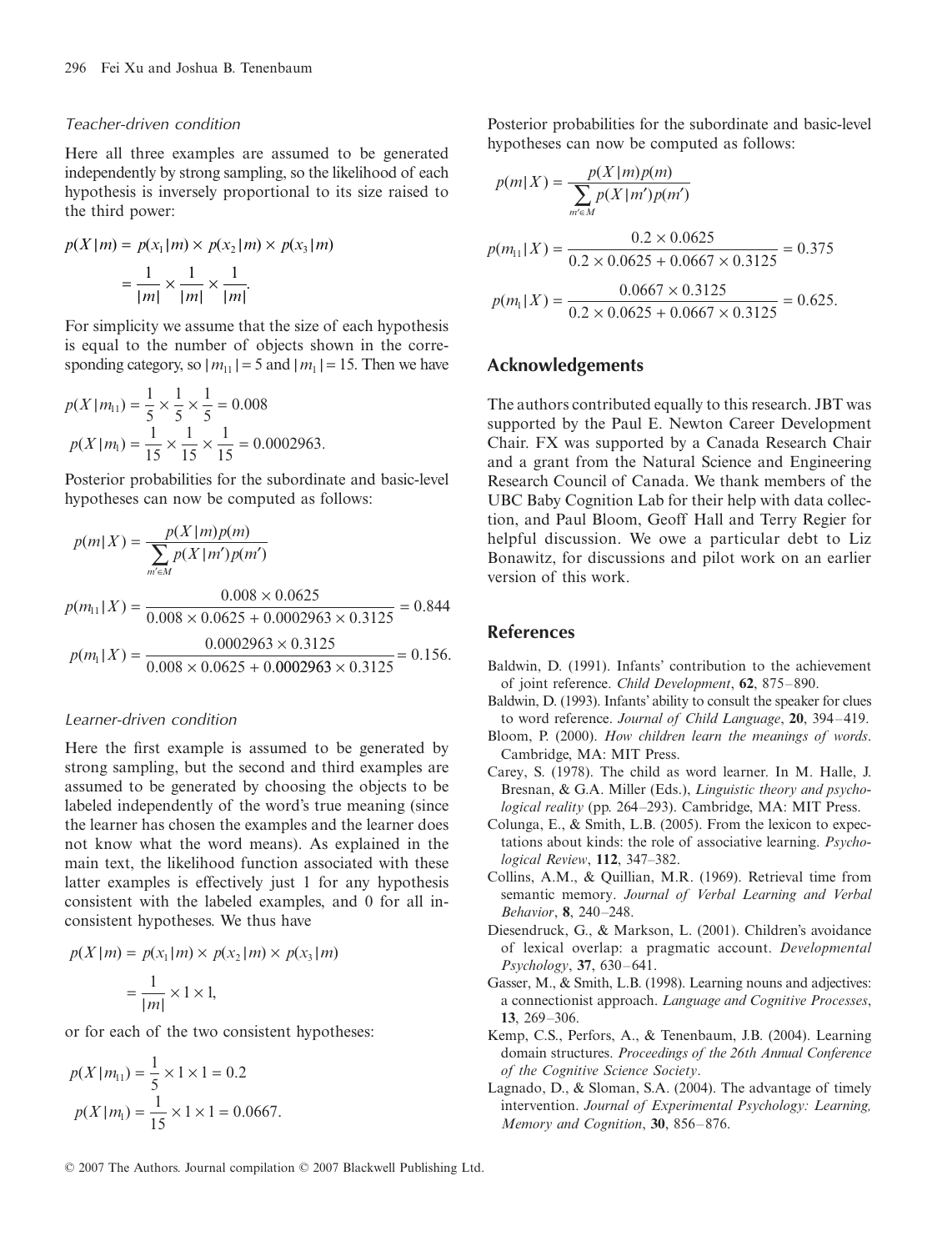*Teacher-driven condition*

Here all three examples are assumed to be generated independently by strong sampling, so the likelihood of each hypothesis is inversely proportional to its size raised to the third power:

$$p(X|m) = p(x_1|m) \times p(x_2|m) \times p(x_3|m)$$
$$= \frac{1}{|m|} \times \frac{1}{|m|} \times \frac{1}{|m|}.$$

For simplicity we assume that the size of each hypothesis is equal to the number of objects shown in the corresponding category, so $|m_{11}| = 5$ and $|m_1| = 15$. Then we have

$$p(X|m_{11}) = \frac{1}{5} \times \frac{1}{5} \times \frac{1}{5} = 0.008$$
$$p(X|m_1) = \frac{1}{15} \times \frac{1}{15} \times \frac{1}{15} = 0.0002963.$$

Posterior probabilities for the subordinate and basic-level hypotheses can now be computed as follows:

$$p(m|X) = \frac{p(X|m)p(m)}{\sum_{m' \in M} p(X|m')p(m')}$$

$$p(m_{11}|X) = \frac{0.008 \times 0.0625}{0.008 \times 0.0625 + 0.0002963 \times 0.3125} = 0.844$$

$$p(m_1|X) = \frac{0.0002963 \times 0.3125}{0.008 \times 0.0625 + 0.0002963 \times 0.3125} = 0.156.$$

*Learner-driven condition*

Here the first example is assumed to be generated by strong sampling, but the second and third examples are assumed to be generated by choosing the objects to be labeled independently of the word's true meaning (since the learner has chosen the examples and the learner does not know what the word means). As explained in the main text, the likelihood function associated with these latter examples is effectively just 1 for any hypothesis consistent with the labeled examples, and 0 for all inconsistent hypotheses. We thus have

$$p(X|m) = p(x_1|m) \times p(x_2|m) \times p(x_3|m)$$
$$= \frac{1}{|m|} \times 1 \times 1,$$

or for each of the two consistent hypotheses:

$$p(X|m_{11}) = \frac{1}{5} \times 1 \times 1 = 0.2$$
$$p(X|m_1) = \frac{1}{15} \times 1 \times 1 = 0.0667.$$

Posterior probabilities for the subordinate and basic-level hypotheses can now be computed as follows:

$$p(m|X) = \frac{p(X|m)p(m)}{\sum_{m' \in M} p(X|m')p(m')}$$

$$p(m_{11}|X) = \frac{0.2 \times 0.0625}{0.2 \times 0.0625 + 0.0667 \times 0.3125} = 0.375$$

$$p(m_1|X) = \frac{0.0667 \times 0.3125}{0.2 \times 0.0625 + 0.0667 \times 0.3125} = 0.625.$$

## Acknowledgements

The authors contributed equally to this research. JBT was supported by the Paul E. Newton Career Development Chair. FX was supported by a Canada Research Chair and a grant from the Natural Science and Engineering Research Council of Canada. We thank members of the UBC Baby Cognition Lab for their help with data collection, and Paul Bloom, Geoff Hall and Terry Regier for helpful discussion. We owe a particular debt to Liz Bonawitz, for discussions and pilot work on an earlier version of this work.

## References

Baldwin, D. (1991). Infants' contribution to the achievement of joint reference. *Child Development*, **62**, 875–890.

Baldwin, D. (1993). Infants' ability to consult the speaker for clues to word reference. *Journal of Child Language*, **20**, 394–419.

Bloom, P. (2000). *How children learn the meanings of words*. Cambridge, MA: MIT Press.

Carey, S. (1978). The child as word learner. In M. Halle, J. Bresnan, & G.A. Miller (Eds.), *Linguistic theory and psychological reality* (pp. 264–293). Cambridge, MA: MIT Press.

Colunga, E., & Smith, L.B. (2005). From the lexicon to expectations about kinds: the role of associative learning. *Psychological Review*, **112**, 347–382.

Collins, A.M., & Quillian, M.R. (1969). Retrieval time from semantic memory. *Journal of Verbal Learning and Verbal Behavior*, **8**, 240–248.

Diesendruck, G., & Markson, L. (2001). Children's avoidance of lexical overlap: a pragmatic account. *Developmental Psychology*, **37**, 630–641.

Gasser, M., & Smith, L.B. (1998). Learning nouns and adjectives: a connectionist approach. *Language and Cognitive Processes*, **13**, 269–306.

Kemp, C.S., Perfors, A., & Tenenbaum, J.B. (2004). Learning domain structures. *Proceedings of the 26th Annual Conference of the Cognitive Science Society*.

Lagnado, D., & Sloman, S.A. (2004). The advantage of timely intervention. *Journal of Experimental Psychology: Learning, Memory and Cognition*, **30**, 856–876.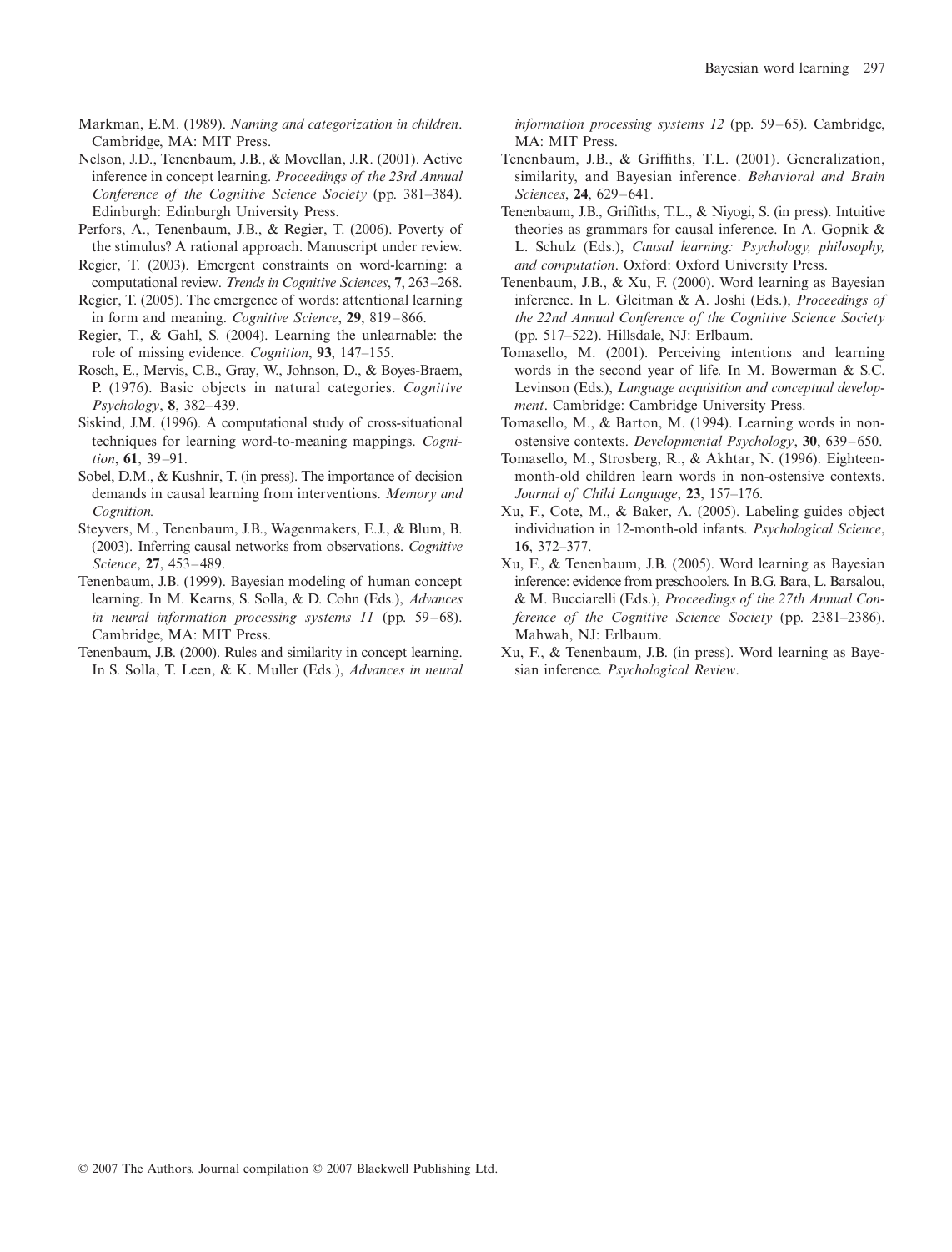Markman, E.M. (1989). *Naming and categorization in children*. Cambridge, MA: MIT Press.

Nelson, J.D., Tenenbaum, J.B., & Movellan, J.R. (2001). Active inference in concept learning. *Proceedings of the 23rd Annual Conference of the Cognitive Science Society* (pp. 381–384). Edinburgh: Edinburgh University Press.

Perfors, A., Tenenbaum, J.B., & Regier, T. (2006). Poverty of the stimulus? A rational approach. Manuscript under review.

Regier, T. (2003). Emergent constraints on word-learning: a computational review. *Trends in Cognitive Sciences*, **7**, 263–268.

Regier, T. (2005). The emergence of words: attentional learning in form and meaning. *Cognitive Science*, **29**, 819–866.

Regier, T., & Gahl, S. (2004). Learning the unlearnable: the role of missing evidence. *Cognition*, **93**, 147–155.

Rosch, E., Mervis, C.B., Gray, W., Johnson, D., & Boyes-Braem, P. (1976). Basic objects in natural categories. *Cognitive Psychology*, **8**, 382–439.

Siskind, J.M. (1996). A computational study of cross-situational techniques for learning word-to-meaning mappings. *Cognition*, **61**, 39–91.

Sobel, D.M., & Kushnir, T. (in press). The importance of decision demands in causal learning from interventions. *Memory and Cognition.*

Steyvers, M., Tenenbaum, J.B., Wagenmakers, E.J., & Blum, B. (2003). Inferring causal networks from observations. *Cognitive Science*, **27**, 453–489.

Tenenbaum, J.B. (1999). Bayesian modeling of human concept learning. In M. Kearns, S. Solla, & D. Cohn (Eds.), *Advances in neural information processing systems 11* (pp. 59–68). Cambridge, MA: MIT Press.

Tenenbaum, J.B. (2000). Rules and similarity in concept learning. In S. Solla, T. Leen, & K. Muller (Eds.), *Advances in neural information processing systems 12* (pp. 59–65). Cambridge, MA: MIT Press.

Tenenbaum, J.B., & Griffiths, T.L. (2001). Generalization, similarity, and Bayesian inference. *Behavioral and Brain Sciences*, **24**, 629–641.

Tenenbaum, J.B., Griffiths, T.L., & Niyogi, S. (in press). Intuitive theories as grammars for causal inference. In A. Gopnik & L. Schulz (Eds.), *Causal learning: Psychology, philosophy, and computation*. Oxford: Oxford University Press.

Tenenbaum, J.B., & Xu, F. (2000). Word learning as Bayesian inference. In L. Gleitman & A. Joshi (Eds.), *Proceedings of the 22nd Annual Conference of the Cognitive Science Society* (pp. 517–522). Hillsdale, NJ: Erlbaum.

Tomasello, M. (2001). Perceiving intentions and learning words in the second year of life. In M. Bowerman & S.C. Levinson (Eds.), *Language acquisition and conceptual development*. Cambridge: Cambridge University Press.

Tomasello, M., & Barton, M. (1994). Learning words in non-ostensive contexts. *Developmental Psychology*, **30**, 639–650.

Tomasello, M., Strosberg, R., & Akhtar, N. (1996). Eighteen-month-old children learn words in non-ostensive contexts. *Journal of Child Language*, **23**, 157–176.

Xu, F., Cote, M., & Baker, A. (2005). Labeling guides object individuation in 12-month-old infants. *Psychological Science*, **16**, 372–377.

Xu, F., & Tenenbaum, J.B. (2005). Word learning as Bayesian inference: evidence from preschoolers. In B.G. Bara, L. Barsalou, & M. Bucciarelli (Eds.), *Proceedings of the 27th Annual Conference of the Cognitive Science Society* (pp. 2381–2386). Mahwah, NJ: Erlbaum.

Xu, F., & Tenenbaum, J.B. (in press). Word learning as Bayesian inference. *Psychological Review*.

© 2007 The Authors. Journal compilation © 2007 Blackwell Publishing Ltd.